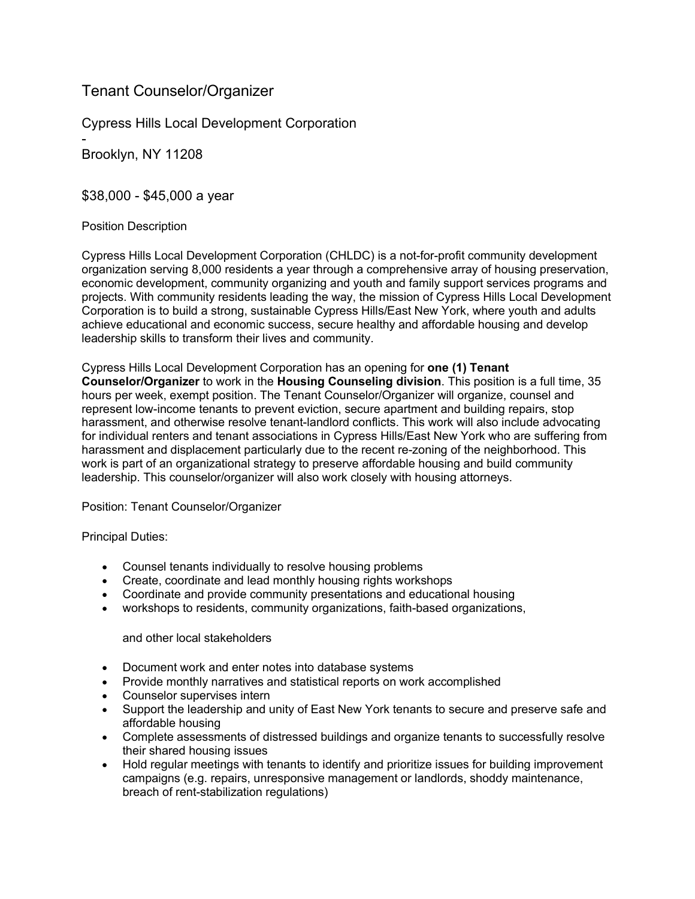# Tenant Counselor/Organizer

Cypress Hills Local Development Corporation

-

Brooklyn, NY 11208

$38,000 - $45,000 a year

Position Description

Cypress Hills Local Development Corporation (CHLDC) is a not-for-profit community development organization serving 8,000 residents a year through a comprehensive array of housing preservation, economic development, community organizing and youth and family support services programs and projects. With community residents leading the way, the mission of Cypress Hills Local Development Corporation is to build a strong, sustainable Cypress Hills/East New York, where youth and adults achieve educational and economic success, secure healthy and affordable housing and develop leadership skills to transform their lives and community.

Cypress Hills Local Development Corporation has an opening for **one (1) Tenant Counselor/Organizer** to work in the **Housing Counseling division**. This position is a full time, 35 hours per week, exempt position. The Tenant Counselor/Organizer will organize, counsel and represent low-income tenants to prevent eviction, secure apartment and building repairs, stop harassment, and otherwise resolve tenant-landlord conflicts. This work will also include advocating for individual renters and tenant associations in Cypress Hills/East New York who are suffering from harassment and displacement particularly due to the recent re-zoning of the neighborhood. This work is part of an organizational strategy to preserve affordable housing and build community leadership. This counselor/organizer will also work closely with housing attorneys.

Position: Tenant Counselor/Organizer

Principal Duties:

- Counsel tenants individually to resolve housing problems
- Create, coordinate and lead monthly housing rights workshops
- Coordinate and provide community presentations and educational housing
- workshops to residents, community organizations, faith-based organizations,

  and other local stakeholders

- Document work and enter notes into database systems
- Provide monthly narratives and statistical reports on work accomplished
- Counselor supervises intern
- Support the leadership and unity of East New York tenants to secure and preserve safe and affordable housing
- Complete assessments of distressed buildings and organize tenants to successfully resolve their shared housing issues
- Hold regular meetings with tenants to identify and prioritize issues for building improvement campaigns (e.g. repairs, unresponsive management or landlords, shoddy maintenance, breach of rent-stabilization regulations)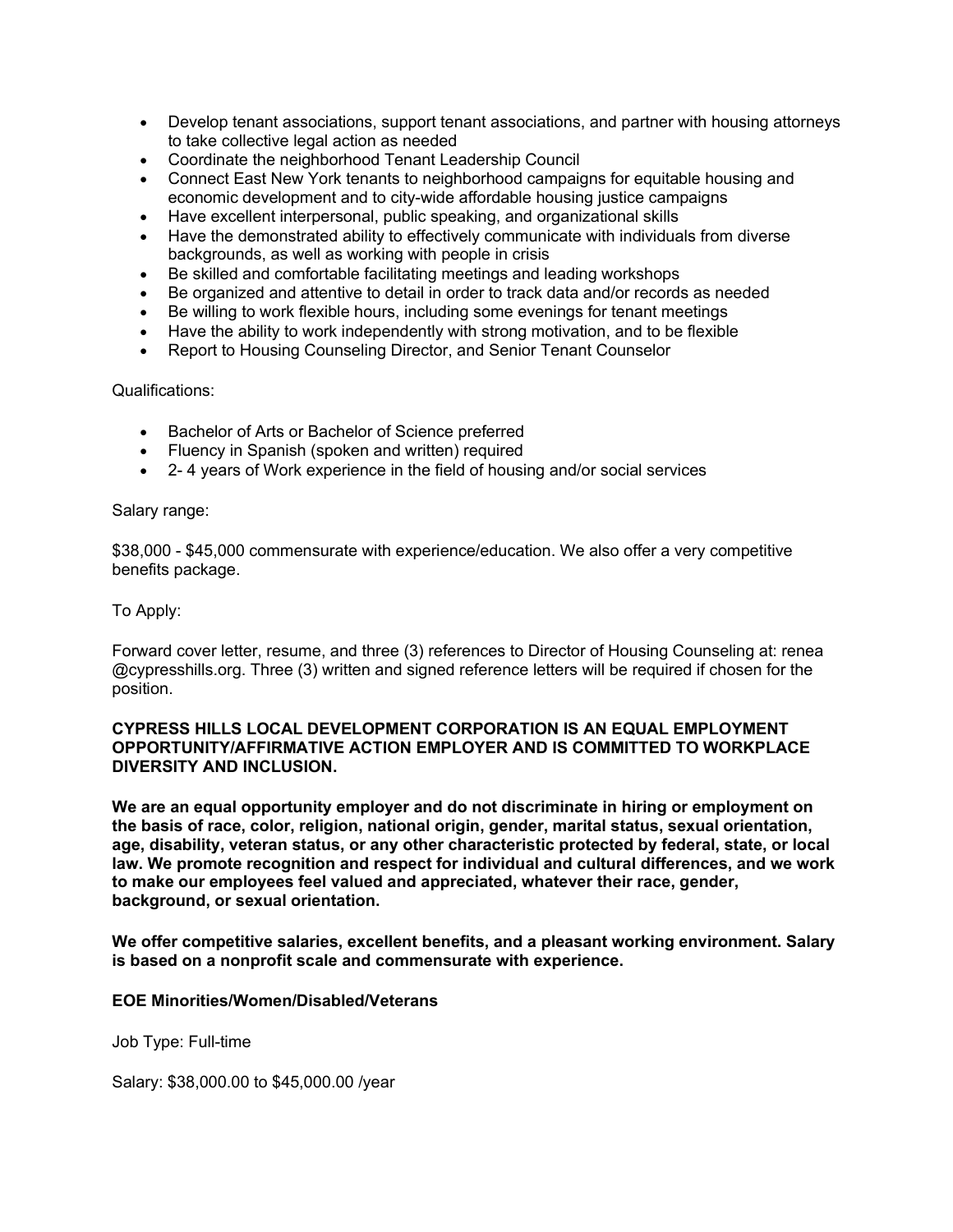- Develop tenant associations, support tenant associations, and partner with housing attorneys to take collective legal action as needed
- Coordinate the neighborhood Tenant Leadership Council
- Connect East New York tenants to neighborhood campaigns for equitable housing and economic development and to city-wide affordable housing justice campaigns
- Have excellent interpersonal, public speaking, and organizational skills
- Have the demonstrated ability to effectively communicate with individuals from diverse backgrounds, as well as working with people in crisis
- Be skilled and comfortable facilitating meetings and leading workshops
- Be organized and attentive to detail in order to track data and/or records as needed
- Be willing to work flexible hours, including some evenings for tenant meetings
- Have the ability to work independently with strong motivation, and to be flexible
- Report to Housing Counseling Director, and Senior Tenant Counselor

Qualifications:

- Bachelor of Arts or Bachelor of Science preferred
- Fluency in Spanish (spoken and written) required
- 2- 4 years of Work experience in the field of housing and/or social services

Salary range:

$38,000 - $45,000 commensurate with experience/education. We also offer a very competitive benefits package.

To Apply:

Forward cover letter, resume, and three (3) references to Director of Housing Counseling at: renea @cypresshills.org. Three (3) written and signed reference letters will be required if chosen for the position.

**CYPRESS HILLS LOCAL DEVELOPMENT CORPORATION IS AN EQUAL EMPLOYMENT OPPORTUNITY/AFFIRMATIVE ACTION EMPLOYER AND IS COMMITTED TO WORKPLACE DIVERSITY AND INCLUSION.**

**We are an equal opportunity employer and do not discriminate in hiring or employment on the basis of race, color, religion, national origin, gender, marital status, sexual orientation, age, disability, veteran status, or any other characteristic protected by federal, state, or local law. We promote recognition and respect for individual and cultural differences, and we work to make our employees feel valued and appreciated, whatever their race, gender, background, or sexual orientation.**

**We offer competitive salaries, excellent benefits, and a pleasant working environment. Salary is based on a nonprofit scale and commensurate with experience.**

**EOE Minorities/Women/Disabled/Veterans**

Job Type: Full-time

Salary: $38,000.00 to $45,000.00 /year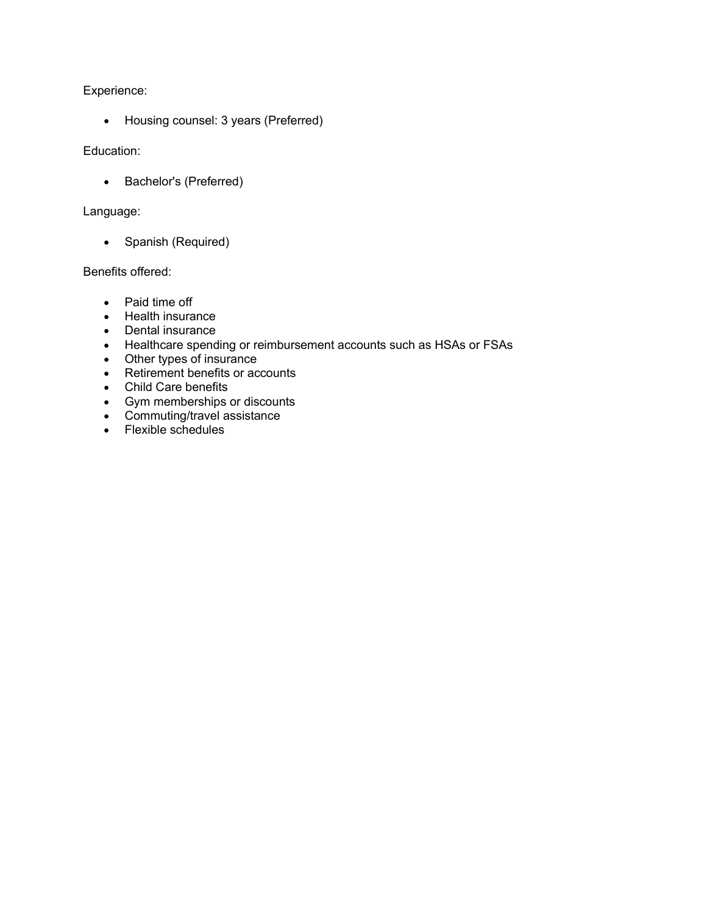Experience:

- Housing counsel: 3 years (Preferred)

Education:

- Bachelor's (Preferred)

Language:

- Spanish (Required)

Benefits offered:

- Paid time off
- Health insurance
- Dental insurance
- Healthcare spending or reimbursement accounts such as HSAs or FSAs
- Other types of insurance
- Retirement benefits or accounts
- Child Care benefits
- Gym memberships or discounts
- Commuting/travel assistance
- Flexible schedules